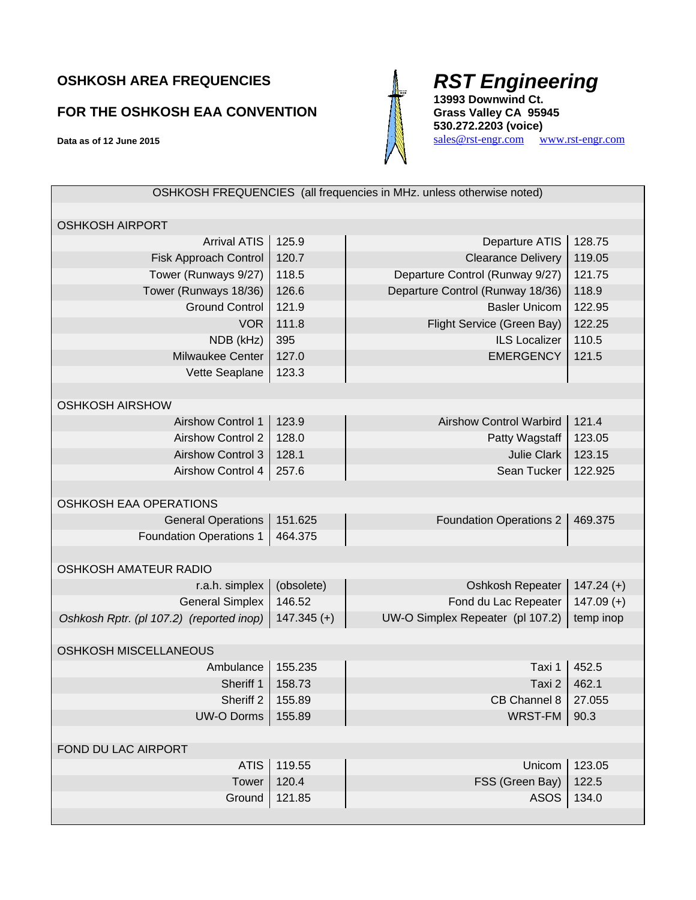**OSHKOSH AREA FREQUENCIES**

**FOR THE OSHKOSH EAA CONVENTION**

**Data as of 12 June 2015**

## *RST Engineering*

**13993 Downwind Ct.**
**Grass Valley CA 95945**
**530.272.2203 (voice)**
sales@rst-engr.com    www.rst-engr.com

| OSHKOSH FREQUENCIES (all frequencies in MHz. unless otherwise noted) | | | |
|---|---|---|---|
| **OSHKOSH AIRPORT** | | | |
| Arrival ATIS | 125.9 | Departure ATIS | 128.75 |
| Fisk Approach Control | 120.7 | Clearance Delivery | 119.05 |
| Tower (Runways 9/27) | 118.5 | Departure Control (Runway 9/27) | 121.75 |
| Tower (Runways 18/36) | 126.6 | Departure Control (Runway 18/36) | 118.9 |
| Ground Control | 121.9 | Basler Unicom | 122.95 |
| VOR | 111.8 | Flight Service (Green Bay) | 122.25 |
| NDB (kHz) | 395 | ILS Localizer | 110.5 |
| Milwaukee Center | 127.0 | EMERGENCY | 121.5 |
| Vette Seaplane | 123.3 | | |
| **OSHKOSH AIRSHOW** | | | |
| Airshow Control 1 | 123.9 | Airshow Control Warbird | 121.4 |
| Airshow Control 2 | 128.0 | Patty Wagstaff | 123.05 |
| Airshow Control 3 | 128.1 | Julie Clark | 123.15 |
| Airshow Control 4 | 257.6 | Sean Tucker | 122.925 |
| **OSHKOSH EAA OPERATIONS** | | | |
| General Operations | 151.625 | Foundation Operations 2 | 469.375 |
| Foundation Operations 1 | 464.375 | | |
| **OSHKOSH AMATEUR RADIO** | | | |
| r.a.h. simplex | (obsolete) | Oshkosh Repeater | 147.24 (+) |
| General Simplex | 146.52 | Fond du Lac Repeater | 147.09 (+) |
| *Oshkosh Rptr. (pl 107.2) (reported inop)* | 147.345 (+) | UW-O Simplex Repeater (pl 107.2) | temp inop |
| **OSHKOSH MISCELLANEOUS** | | | |
| Ambulance | 155.235 | Taxi 1 | 452.5 |
| Sheriff 1 | 158.73 | Taxi 2 | 462.1 |
| Sheriff 2 | 155.89 | CB Channel 8 | 27.055 |
| UW-O Dorms | 155.89 | WRST-FM | 90.3 |
| **FOND DU LAC AIRPORT** | | | |
| ATIS | 119.55 | Unicom | 123.05 |
| Tower | 120.4 | FSS (Green Bay) | 122.5 |
| Ground | 121.85 | ASOS | 134.0 |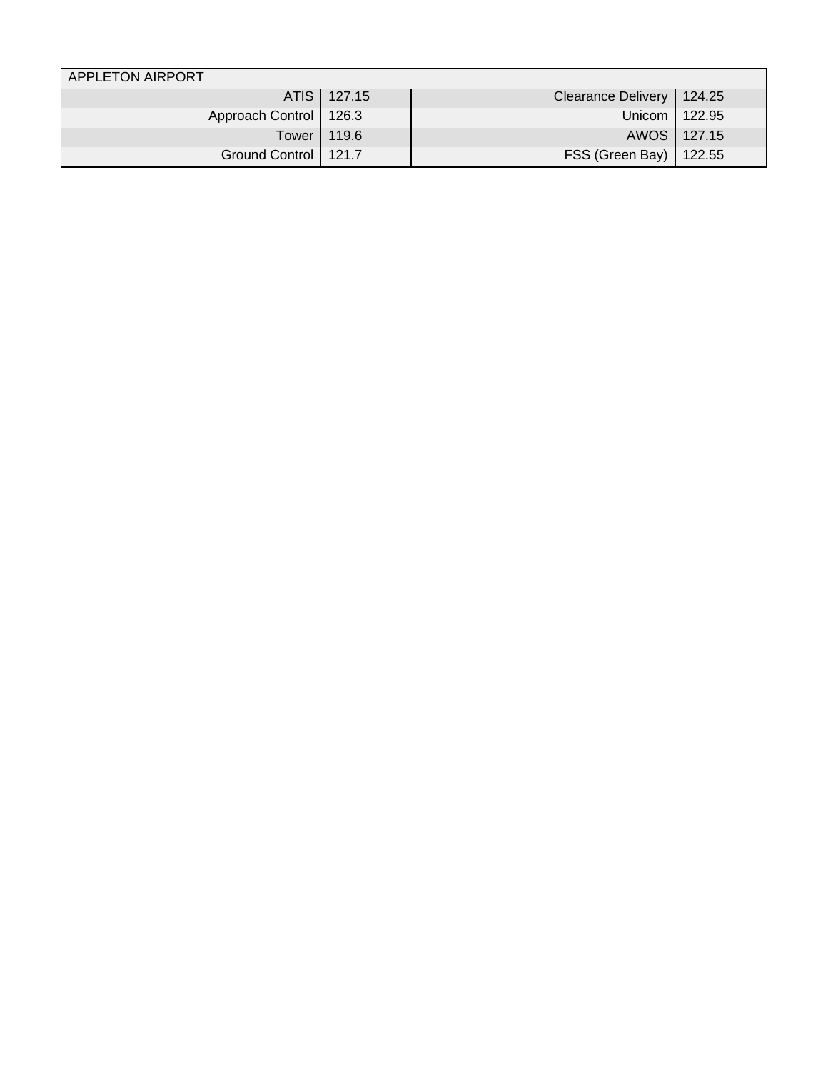| APPLETON AIRPORT | | | |
| --- | --- | --- | --- |
| ATIS | 127.15 | Clearance Delivery | 124.25 |
| Approach Control | 126.3 | Unicom | 122.95 |
| Tower | 119.6 | AWOS | 127.15 |
| Ground Control | 121.7 | FSS (Green Bay) | 122.55 |